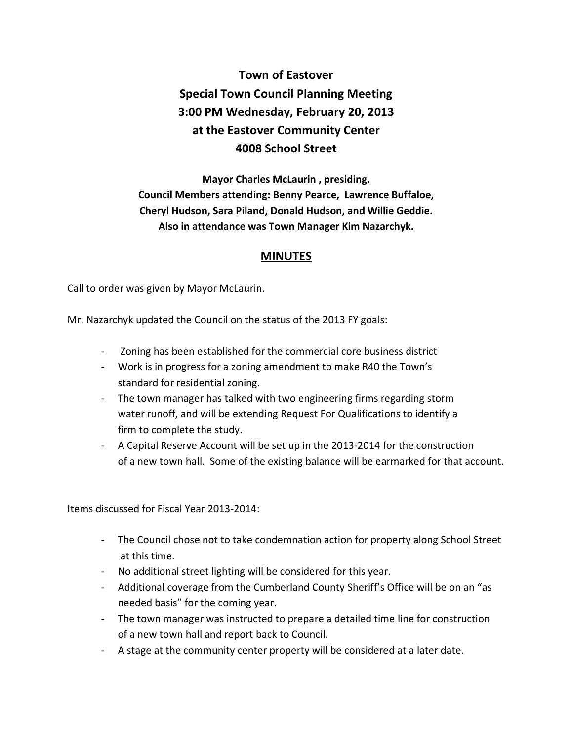# Town of Eastover
# Special Town Council Planning Meeting
# 3:00 PM Wednesday, February 20, 2013
# at the Eastover Community Center
# 4008 School Street

**Mayor Charles McLaurin , presiding.**
**Council Members attending: Benny Pearce, Lawrence Buffaloe, Cheryl Hudson, Sara Piland, Donald Hudson, and Willie Geddie.**
**Also in attendance was Town Manager Kim Nazarchyk.**

## MINUTES

Call to order was given by Mayor McLaurin.

Mr. Nazarchyk updated the Council on the status of the 2013 FY goals:

- Zoning has been established for the commercial core business district
- Work is in progress for a zoning amendment to make R40 the Town's standard for residential zoning.
- The town manager has talked with two engineering firms regarding storm water runoff, and will be extending Request For Qualifications to identify a firm to complete the study.
- A Capital Reserve Account will be set up in the 2013-2014 for the construction of a new town hall. Some of the existing balance will be earmarked for that account.

Items discussed for Fiscal Year 2013-2014:

- The Council chose not to take condemnation action for property along School Street at this time.
- No additional street lighting will be considered for this year.
- Additional coverage from the Cumberland County Sheriff's Office will be on an "as needed basis" for the coming year.
- The town manager was instructed to prepare a detailed time line for construction of a new town hall and report back to Council.
- A stage at the community center property will be considered at a later date.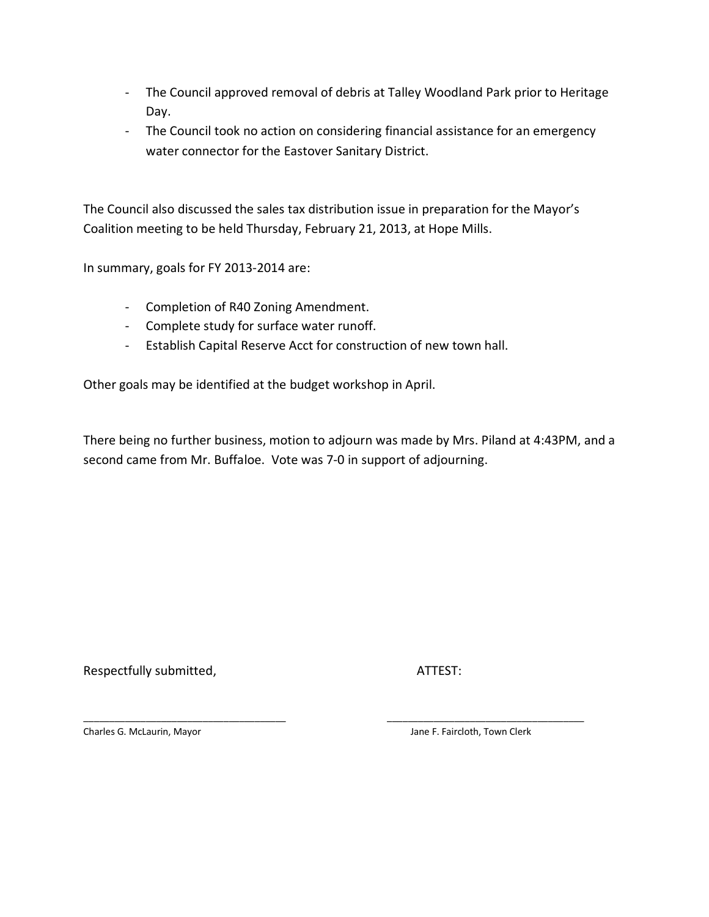- The Council approved removal of debris at Talley Woodland Park prior to Heritage Day.
- The Council took no action on considering financial assistance for an emergency water connector for the Eastover Sanitary District.

The Council also discussed the sales tax distribution issue in preparation for the Mayor's Coalition meeting to be held Thursday, February 21, 2013, at Hope Mills.

In summary, goals for FY 2013-2014 are:

- Completion of R40 Zoning Amendment.
- Complete study for surface water runoff.
- Establish Capital Reserve Acct for construction of new town hall.

Other goals may be identified at the budget workshop in April.

There being no further business, motion to adjourn was made by Mrs. Piland at 4:43PM, and a second came from Mr. Buffaloe. Vote was 7-0 in support of adjourning.

Respectfully submitted, ATTEST:

_________________________________ _________________________________

Charles G. McLaurin, Mayor Jane F. Faircloth, Town Clerk